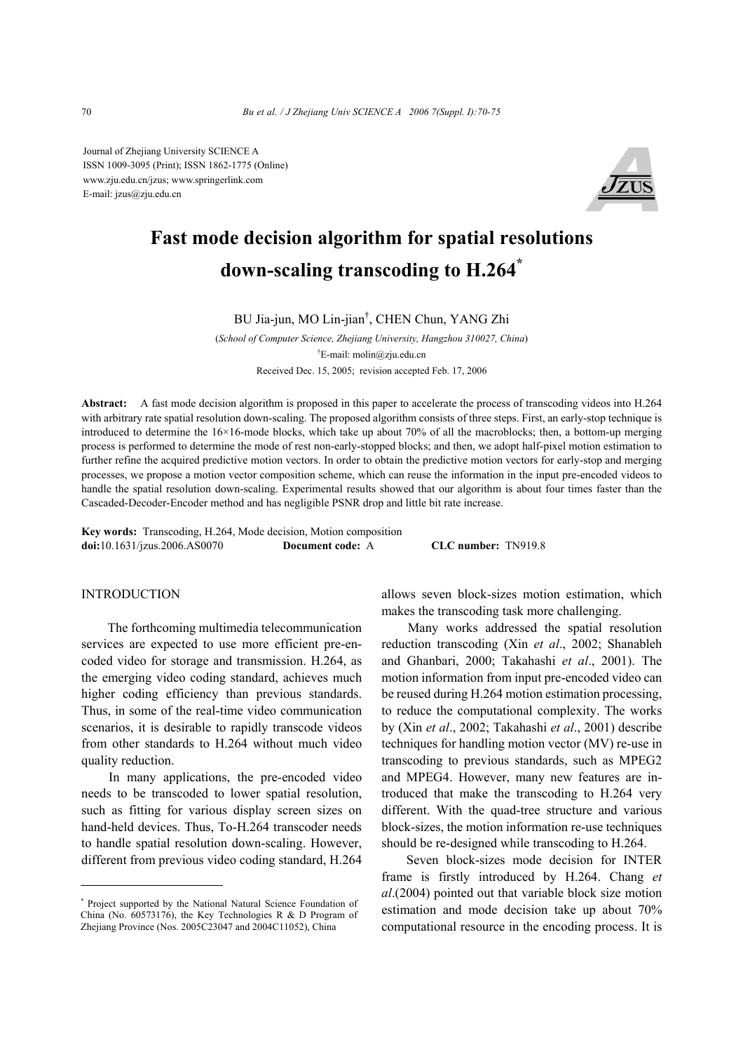Journal of Zhejiang University SCIENCE A
ISSN 1009-3095 (Print); ISSN 1862-1775 (Online)
www.zju.edu.cn/jzus; www.springerlink.com
E-mail: jzus@zju.edu.cn

# Fast mode decision algorithm for spatial resolutions down-scaling transcoding to H.264*

BU Jia-jun, MO Lin-jian[†], CHEN Chun, YANG Zhi

(*School of Computer Science, Zhejiang University, Hangzhou 310027, China*)

[†]E-mail: molin@zju.edu.cn

Received Dec. 15, 2005; revision accepted Feb. 17, 2006

**Abstract:** A fast mode decision algorithm is proposed in this paper to accelerate the process of transcoding videos into H.264 with arbitrary rate spatial resolution down-scaling. The proposed algorithm consists of three steps. First, an early-stop technique is introduced to determine the 16×16-mode blocks, which take up about 70% of all the macroblocks; then, a bottom-up merging process is performed to determine the mode of rest non-early-stopped blocks; and then, we adopt half-pixel motion estimation to further refine the acquired predictive motion vectors. In order to obtain the predictive motion vectors for early-stop and merging processes, we propose a motion vector composition scheme, which can reuse the information in the input pre-encoded videos to handle the spatial resolution down-scaling. Experimental results showed that our algorithm is about four times faster than the Cascaded-Decoder-Encoder method and has negligible PSNR drop and little bit rate increase.

**Key words:** Transcoding, H.264, Mode decision, Motion composition
**doi:**10.1631/jzus.2006.AS0070 **Document code:** A **CLC number:** TN919.8

## INTRODUCTION

The forthcoming multimedia telecommunication services are expected to use more efficient pre-encoded video for storage and transmission. H.264, as the emerging video coding standard, achieves much higher coding efficiency than previous standards. Thus, in some of the real-time video communication scenarios, it is desirable to rapidly transcode videos from other standards to H.264 without much video quality reduction.

In many applications, the pre-encoded video needs to be transcoded to lower spatial resolution, such as fitting for various display screen sizes on hand-held devices. Thus, To-H.264 transcoder needs to handle spatial resolution down-scaling. However, different from previous video coding standard, H.264 allows seven block-sizes motion estimation, which makes the transcoding task more challenging.

Many works addressed the spatial resolution reduction transcoding (Xin *et al*., 2002; Shanableh and Ghanbari, 2000; Takahashi *et al*., 2001). The motion information from input pre-encoded video can be reused during H.264 motion estimation processing, to reduce the computational complexity. The works by (Xin *et al*., 2002; Takahashi *et al*., 2001) describe techniques for handling motion vector (MV) re-use in transcoding to previous standards, such as MPEG2 and MPEG4. However, many new features are introduced that make the transcoding to H.264 very different. With the quad-tree structure and various block-sizes, the motion information re-use techniques should be re-designed while transcoding to H.264.

Seven block-sizes mode decision for INTER frame is firstly introduced by H.264. Chang *et al*.(2004) pointed out that variable block size motion estimation and mode decision take up about 70% computational resource in the encoding process. It is

---

* Project supported by the National Natural Science Foundation of China (No. 60573176), the Key Technologies R & D Program of Zhejiang Province (Nos. 2005C23047 and 2004C11052), China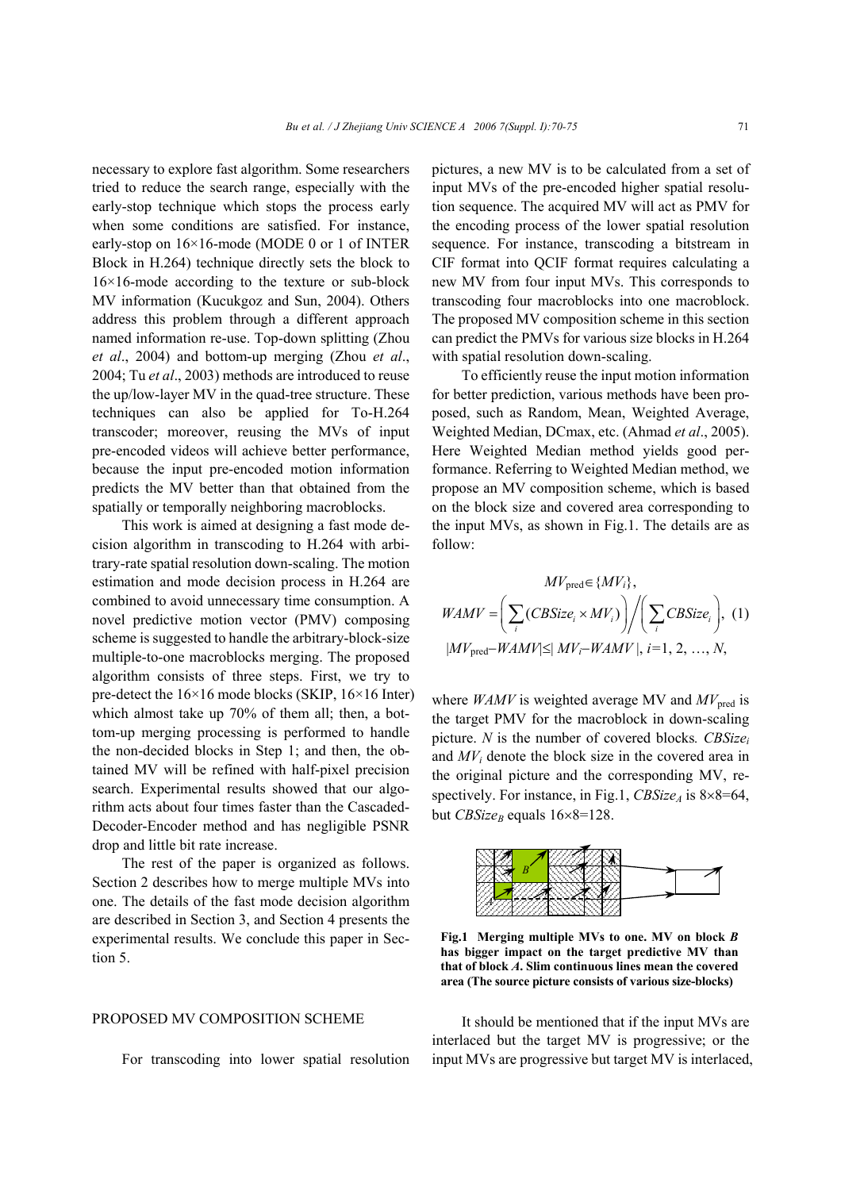necessary to explore fast algorithm. Some researchers tried to reduce the search range, especially with the early-stop technique which stops the process early when some conditions are satisfied. For instance, early-stop on 16×16-mode (MODE 0 or 1 of INTER Block in H.264) technique directly sets the block to 16×16-mode according to the texture or sub-block MV information (Kucukgoz and Sun, 2004). Others address this problem through a different approach named information re-use. Top-down splitting (Zhou *et al*., 2004) and bottom-up merging (Zhou *et al*., 2004; Tu *et al*., 2003) methods are introduced to reuse the up/low-layer MV in the quad-tree structure. These techniques can also be applied for To-H.264 transcoder; moreover, reusing the MVs of input pre-encoded videos will achieve better performance, because the input pre-encoded motion information predicts the MV better than that obtained from the spatially or temporally neighboring macroblocks.

This work is aimed at designing a fast mode decision algorithm in transcoding to H.264 with arbitrary-rate spatial resolution down-scaling. The motion estimation and mode decision process in H.264 are combined to avoid unnecessary time consumption. A novel predictive motion vector (PMV) composing scheme is suggested to handle the arbitrary-block-size multiple-to-one macroblocks merging. The proposed algorithm consists of three steps. First, we try to pre-detect the 16×16 mode blocks (SKIP, 16×16 Inter) which almost take up 70% of them all; then, a bottom-up merging processing is performed to handle the non-decided blocks in Step 1; and then, the obtained MV will be refined with half-pixel precision search. Experimental results showed that our algorithm acts about four times faster than the Cascaded-Decoder-Encoder method and has negligible PSNR drop and little bit rate increase.

The rest of the paper is organized as follows. Section 2 describes how to merge multiple MVs into one. The details of the fast mode decision algorithm are described in Section 3, and Section 4 presents the experimental results. We conclude this paper in Section 5.

## PROPOSED MV COMPOSITION SCHEME

For transcoding into lower spatial resolution pictures, a new MV is to be calculated from a set of input MVs of the pre-encoded higher spatial resolution sequence. The acquired MV will act as PMV for the encoding process of the lower spatial resolution sequence. For instance, transcoding a bitstream in CIF format into QCIF format requires calculating a new MV from four input MVs. This corresponds to transcoding four macroblocks into one macroblock. The proposed MV composition scheme in this section can predict the PMVs for various size blocks in H.264 with spatial resolution down-scaling.

To efficiently reuse the input motion information for better prediction, various methods have been proposed, such as Random, Mean, Weighted Average, Weighted Median, DCmax, etc. (Ahmad *et al*., 2005). Here Weighted Median method yields good performance. Referring to Weighted Median method, we propose an MV composition scheme, which is based on the block size and covered area corresponding to the input MVs, as shown in Fig.1. The details are as follow:

$$
\begin{gathered}
MV_{\text{pred}} \in \{MV_i\}, \\
WAMV = \left( \sum_i (CBSize_i \times MV_i) \right) \Bigg/ \left( \sum_i CBSize_i \right), \quad (1) \\
|MV_{\text{pred}} - WAMV| \leq |MV_i - WAMV|, \; i=1, 2, \ldots, N,
\end{gathered}
$$

where $WAMV$ is weighted average MV and $MV_{\text{pred}}$ is the target PMV for the macroblock in down-scaling picture. $N$ is the number of covered blocks. $CBSize_i$ and $MV_i$ denote the block size in the covered area in the original picture and the corresponding MV, respectively. For instance, in Fig.1, $CBSize_A$ is 8×8=64, but $CBSize_B$ equals 16×8=128.

**Fig.1 Merging multiple MVs to one. MV on block *B* has bigger impact on the target predictive MV than that of block *A*. Slim continuous lines mean the covered area (The source picture consists of various size-blocks)**

It should be mentioned that if the input MVs are interlaced but the target MV is progressive; or the input MVs are progressive but target MV is interlaced,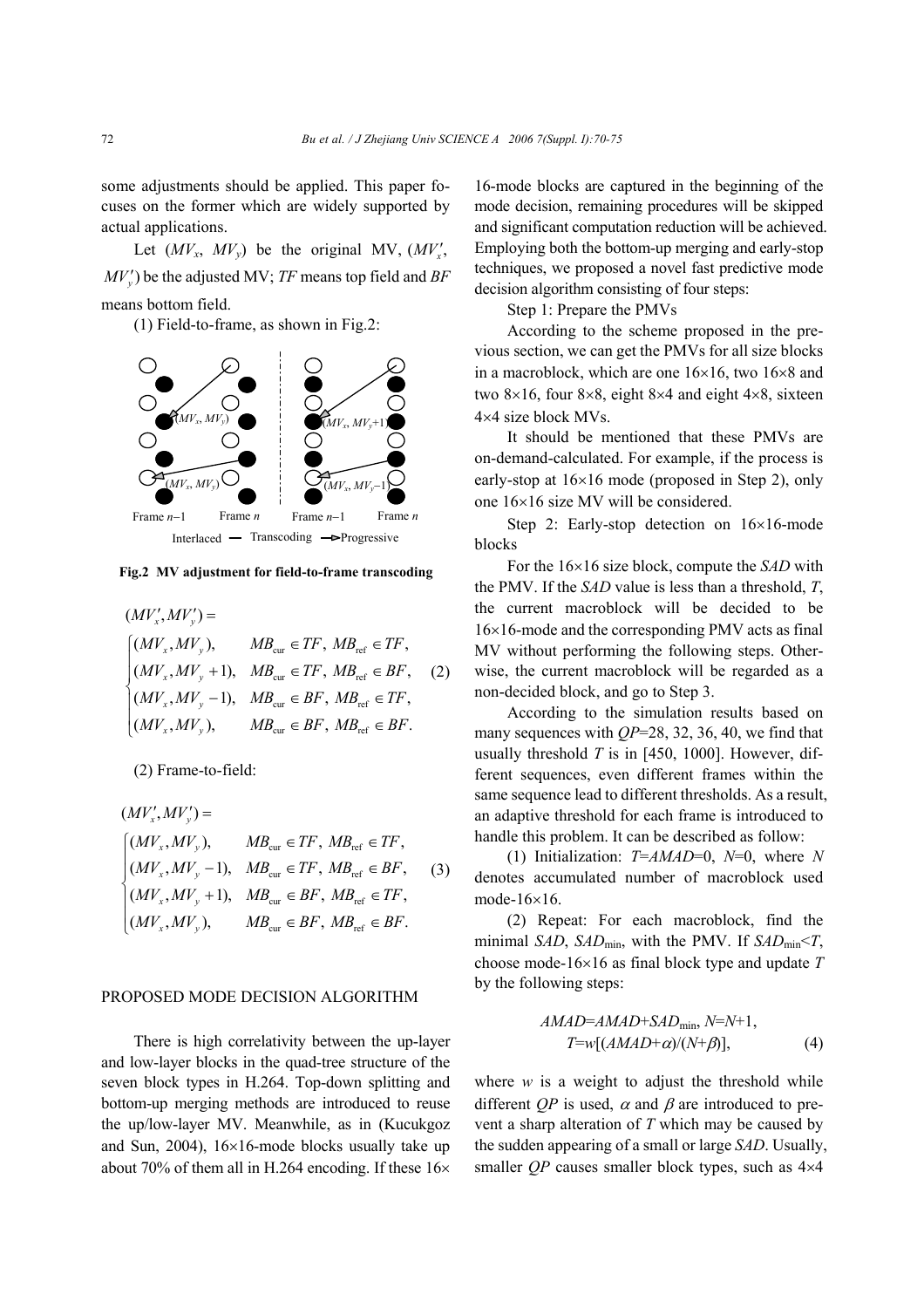some adjustments should be applied. This paper focuses on the former which are widely supported by actual applications.

Let ($MV_x$, $MV_y$) be the original MV, ($MV'_x$, $MV'_y$) be the adjusted MV; *TF* means top field and *BF* means bottom field.

(1) Field-to-frame, as shown in Fig.2:

**Fig.2 MV adjustment for field-to-frame transcoding**

$$(MV'_x, MV'_y) = \begin{cases} (MV_x, MV_y), & MB_{\text{cur}} \in TF,\ MB_{\text{ref}} \in TF, \\ (MV_x, MV_y + 1), & MB_{\text{cur}} \in TF,\ MB_{\text{ref}} \in BF, \\ (MV_x, MV_y - 1), & MB_{\text{cur}} \in BF,\ MB_{\text{ref}} \in TF, \\ (MV_x, MV_y), & MB_{\text{cur}} \in BF,\ MB_{\text{ref}} \in BF. \end{cases} \quad (2)$$

(2) Frame-to-field:

$$(MV'_x, MV'_y) = \begin{cases} (MV_x, MV_y), & MB_{\text{cur}} \in TF,\ MB_{\text{ref}} \in TF, \\ (MV_x, MV_y - 1), & MB_{\text{cur}} \in TF,\ MB_{\text{ref}} \in BF, \\ (MV_x, MV_y + 1), & MB_{\text{cur}} \in BF,\ MB_{\text{ref}} \in TF, \\ (MV_x, MV_y), & MB_{\text{cur}} \in BF,\ MB_{\text{ref}} \in BF. \end{cases} \quad (3)$$

## PROPOSED MODE DECISION ALGORITHM

There is high correlativity between the up-layer and low-layer blocks in the quad-tree structure of the seven block types in H.264. Top-down splitting and bottom-up merging methods are introduced to reuse the up/low-layer MV. Meanwhile, as in (Kucukgoz and Sun, 2004), 16×16-mode blocks usually take up about 70% of them all in H.264 encoding. If these 16×16-mode blocks are captured in the beginning of the mode decision, remaining procedures will be skipped and significant computation reduction will be achieved. Employing both the bottom-up merging and early-stop techniques, we proposed a novel fast predictive mode decision algorithm consisting of four steps:

Step 1: Prepare the PMVs

According to the scheme proposed in the previous section, we can get the PMVs for all size blocks in a macroblock, which are one 16×16, two 16×8 and two 8×16, four 8×8, eight 8×4 and eight 4×8, sixteen 4×4 size block MVs.

It should be mentioned that these PMVs are on-demand-calculated. For example, if the process is early-stop at 16×16 mode (proposed in Step 2), only one 16×16 size MV will be considered.

Step 2: Early-stop detection on 16×16-mode blocks

For the 16×16 size block, compute the *SAD* with the PMV. If the *SAD* value is less than a threshold, *T*, the current macroblock will be decided to be 16×16-mode and the corresponding PMV acts as final MV without performing the following steps. Otherwise, the current macroblock will be regarded as a non-decided block, and go to Step 3.

According to the simulation results based on many sequences with *QP*=28, 32, 36, 40, we find that usually threshold *T* is in [450, 1000]. However, different sequences, even different frames within the same sequence lead to different thresholds. As a result, an adaptive threshold for each frame is introduced to handle this problem. It can be described as follow:

(1) Initialization: $T$=$AMAD$=0, $N$=0, where $N$ denotes accumulated number of macroblock used mode-16×16.

(2) Repeat: For each macroblock, find the minimal *SAD*, $SAD_{\min}$, with the PMV. If $SAD_{\min}<T$, choose mode-16×16 as final block type and update *T* by the following steps:

$$AMAD=AMAD+SAD_{\min},\ N=N+1,$$
$$T=w[(AMAD+\alpha)/(N+\beta)], \quad (4)$$

where *w* is a weight to adjust the threshold while different *QP* is used, $\alpha$ and $\beta$ are introduced to prevent a sharp alteration of *T* which may be caused by the sudden appearing of a small or large *SAD*. Usually, smaller *QP* causes smaller block types, such as 4×4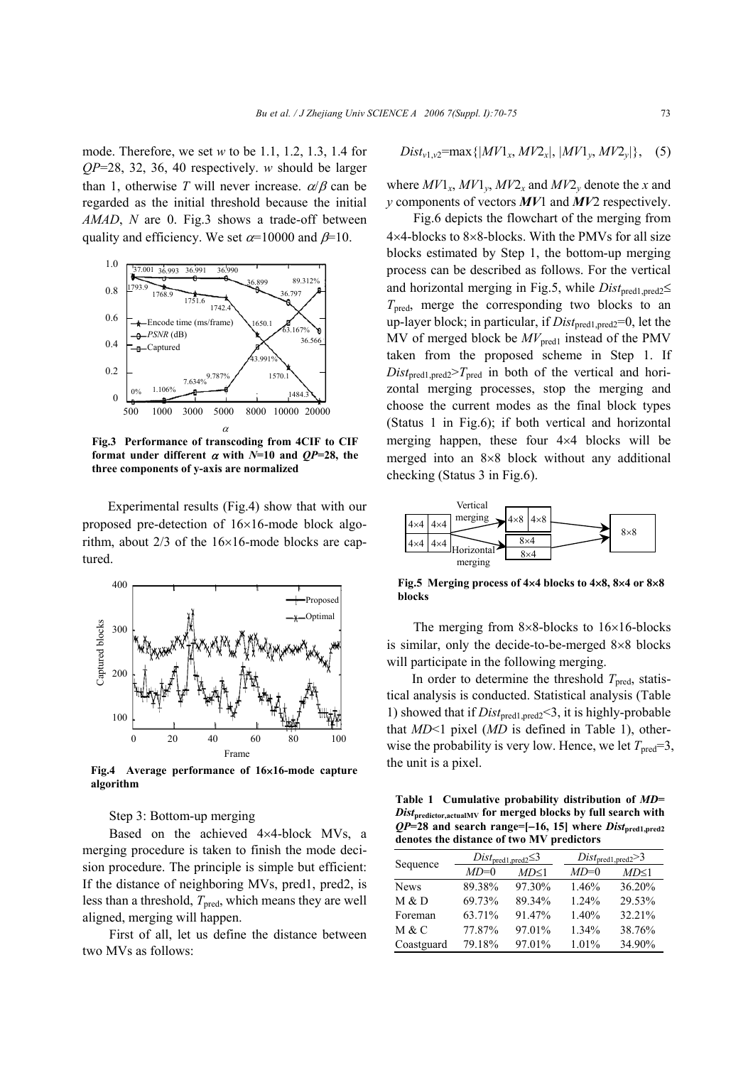mode. Therefore, we set $w$ to be 1.1, 1.2, 1.3, 1.4 for $QP$=28, 32, 36, 40 respectively. $w$ should be larger than 1, otherwise $T$ will never increase. $\alpha/\beta$ can be regarded as the initial threshold because the initial $AMAD$, $N$ are 0. Fig.3 shows a trade-off between quality and efficiency. We set $\alpha$=10000 and $\beta$=10.

**Fig.3 Performance of transcoding from 4CIF to CIF format under different $\alpha$ with $N$=10 and $QP$=28, the three components of y-axis are normalized**

Experimental results (Fig.4) show that with our proposed pre-detection of 16×16-mode block algorithm, about 2/3 of the 16×16-mode blocks are captured.

**Fig.4 Average performance of 16×16-mode capture algorithm**

Step 3: Bottom-up merging

Based on the achieved 4×4-block MVs, a merging procedure is taken to finish the mode decision procedure. The principle is simple but efficient: If the distance of neighboring MVs, pred1, pred2, is less than a threshold, $T_{pred}$, which means they are well aligned, merging will happen.

First of all, let us define the distance between two MVs as follows:

$$Dist_{v1,v2}=\max\{|MV1_x, MV2_x|, |MV1_y, MV2_y|\}, \quad (5)$$

where $MV1_x$, $MV1_y$, $MV2_x$ and $MV2_y$ denote the $x$ and $y$ components of vectors $\boldsymbol{MV}1$ and $\boldsymbol{MV}2$ respectively.

Fig.6 depicts the flowchart of the merging from 4×4-blocks to 8×8-blocks. With the PMVs for all size blocks estimated by Step 1, the bottom-up merging process can be described as follows. For the vertical and horizontal merging in Fig.5, while $Dist_{pred1,pred2}\leq T_{pred}$, merge the corresponding two blocks to an up-layer block; in particular, if $Dist_{pred1,pred2}$=0, let the MV of merged block be $MV_{pred1}$ instead of the PMV taken from the proposed scheme in Step 1. If $Dist_{pred1,pred2}>T_{pred}$ in both of the vertical and horizontal merging processes, stop the merging and choose the current modes as the final block types (Status 1 in Fig.6); if both vertical and horizontal merging happen, these four 4×4 blocks will be merged into an 8×8 block without any additional checking (Status 3 in Fig.6).

**Fig.5 Merging process of 4×4 blocks to 4×8, 8×4 or 8×8 blocks**

The merging from 8×8-blocks to 16×16-blocks is similar, only the decide-to-be-merged 8×8 blocks will participate in the following merging.

In order to determine the threshold $T_{pred}$, statistical analysis is conducted. Statistical analysis (Table 1) showed that if $Dist_{pred1,pred2}$<3, it is highly-probable that $MD$<1 pixel ($MD$ is defined in Table 1), otherwise the probability is very low. Hence, we let $T_{pred}$=3, the unit is a pixel.

**Table 1 Cumulative probability distribution of $MD=Dist_{predictor,actualMV}$ for merged blocks by full search with $QP$=28 and search range=[−16, 15] where $Dist_{pred1,pred2}$ denotes the distance of two MV predictors**

| Sequence | $Dist_{pred1,pred2}\leq 3$ | | $Dist_{pred1,pred2}>3$ | |
|---|---|---|---|---|
| | $MD$=0 | $MD\leq 1$ | $MD$=0 | $MD\leq 1$ |
| News | 89.38% | 97.30% | 1.46% | 36.20% |
| M & D | 69.73% | 89.34% | 1.24% | 29.53% |
| Foreman | 63.71% | 91.47% | 1.40% | 32.21% |
| M & C | 77.87% | 97.01% | 1.34% | 38.76% |
| Coastguard | 79.18% | 97.01% | 1.01% | 34.90% |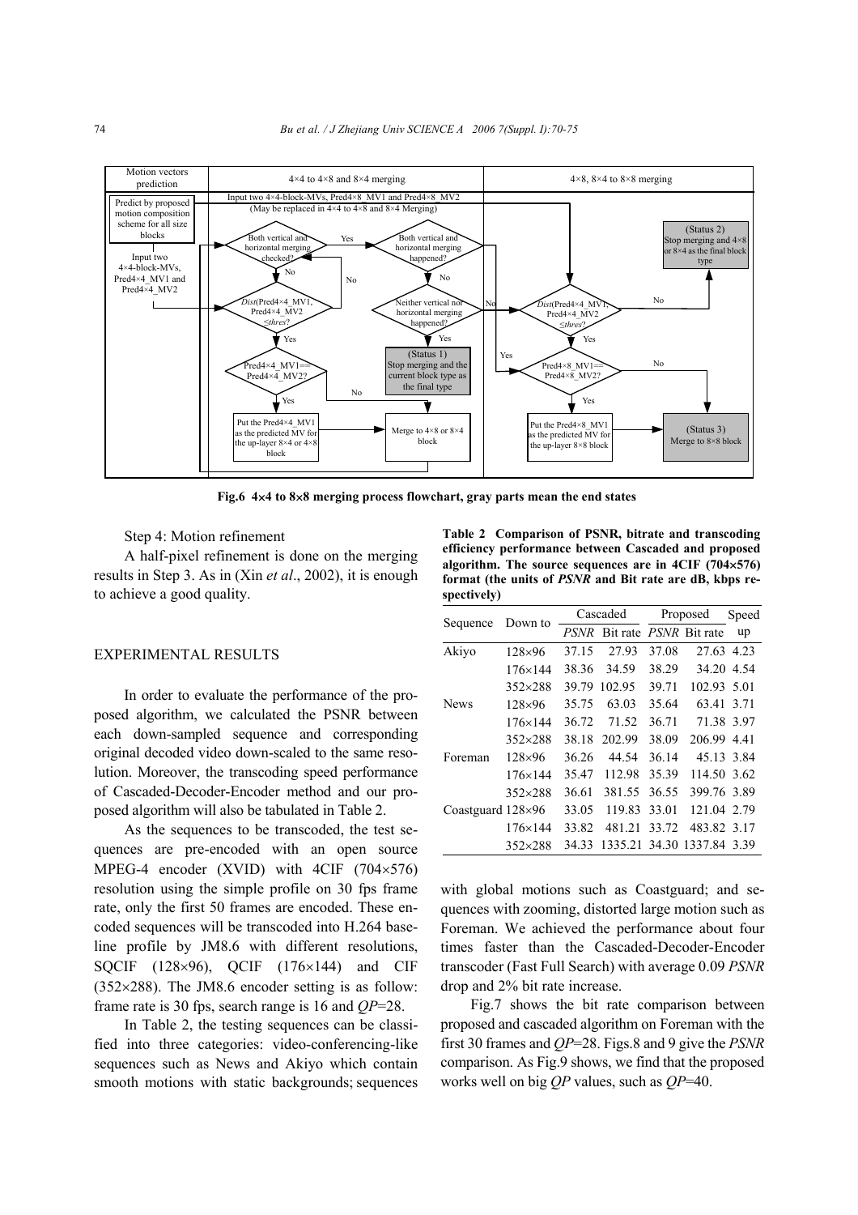Fig.6 4×4 to 8×8 merging process flowchart, gray parts mean the end states

Step 4: Motion refinement

A half-pixel refinement is done on the merging results in Step 3. As in (Xin *et al*., 2002), it is enough to achieve a good quality.

## EXPERIMENTAL RESULTS

In order to evaluate the performance of the proposed algorithm, we calculated the PSNR between each down-sampled sequence and corresponding original decoded video down-scaled to the same resolution. Moreover, the transcoding speed performance of Cascaded-Decoder-Encoder method and our proposed algorithm will also be tabulated in Table 2.

As the sequences to be transcoded, the test sequences are pre-encoded with an open source MPEG-4 encoder (XVID) with 4CIF (704×576) resolution using the simple profile on 30 fps frame rate, only the first 50 frames are encoded. These encoded sequences will be transcoded into H.264 baseline profile by JM8.6 with different resolutions, SQCIF (128×96), QCIF (176×144) and CIF (352×288). The JM8.6 encoder setting is as follow: frame rate is 30 fps, search range is 16 and $QP$=28.

In Table 2, the testing sequences can be classified into three categories: video-conferencing-like sequences such as News and Akiyo which contain smooth motions with static backgrounds; sequences with global motions such as Coastguard; and sequences with zooming, distorted large motion such as Foreman. We achieved the performance about four times faster than the Cascaded-Decoder-Encoder transcoder (Fast Full Search) with average 0.09 *PSNR* drop and 2% bit rate increase.

**Table 2 Comparison of PSNR, bitrate and transcoding efficiency between Cascaded and proposed algorithm. The source sequences are in 4CIF (704×576) format (the units of *PSNR* and Bit rate are dB, kbps respectively)**

| Sequence | Down to | Cascaded | | Proposed | | Speed up |
|---|---|---|---|---|---|---|
| | | *PSNR* | Bit rate | *PSNR* | Bit rate | |
| Akiyo | 128×96 | 37.15 | 27.93 | 37.08 | 27.63 | 4.23 |
| | 176×144 | 38.36 | 34.59 | 38.29 | 34.20 | 4.54 |
| | 352×288 | 39.79 | 102.95 | 39.71 | 102.93 | 5.01 |
| News | 128×96 | 35.75 | 63.03 | 35.64 | 63.41 | 3.71 |
| | 176×144 | 36.72 | 71.52 | 36.71 | 71.38 | 3.97 |
| | 352×288 | 38.18 | 202.99 | 38.09 | 206.99 | 4.41 |
| Foreman | 128×96 | 36.26 | 44.54 | 36.14 | 45.13 | 3.84 |
| | 176×144 | 35.47 | 112.98 | 35.39 | 114.50 | 3.62 |
| | 352×288 | 36.61 | 381.55 | 36.55 | 399.76 | 3.89 |
| Coastguard | 128×96 | 33.05 | 119.83 | 33.01 | 121.04 | 2.79 |
| | 176×144 | 33.82 | 481.21 | 33.72 | 483.82 | 3.17 |
| | 352×288 | 34.33 | 1335.21 | 34.30 | 1337.84 | 3.39 |

Fig.7 shows the bit rate comparison between proposed and cascaded algorithm on Foreman with the first 30 frames and $QP$=28. Figs.8 and 9 give the *PSNR* comparison. As Fig.9 shows, we find that the proposed works well on big $QP$ values, such as $QP$=40.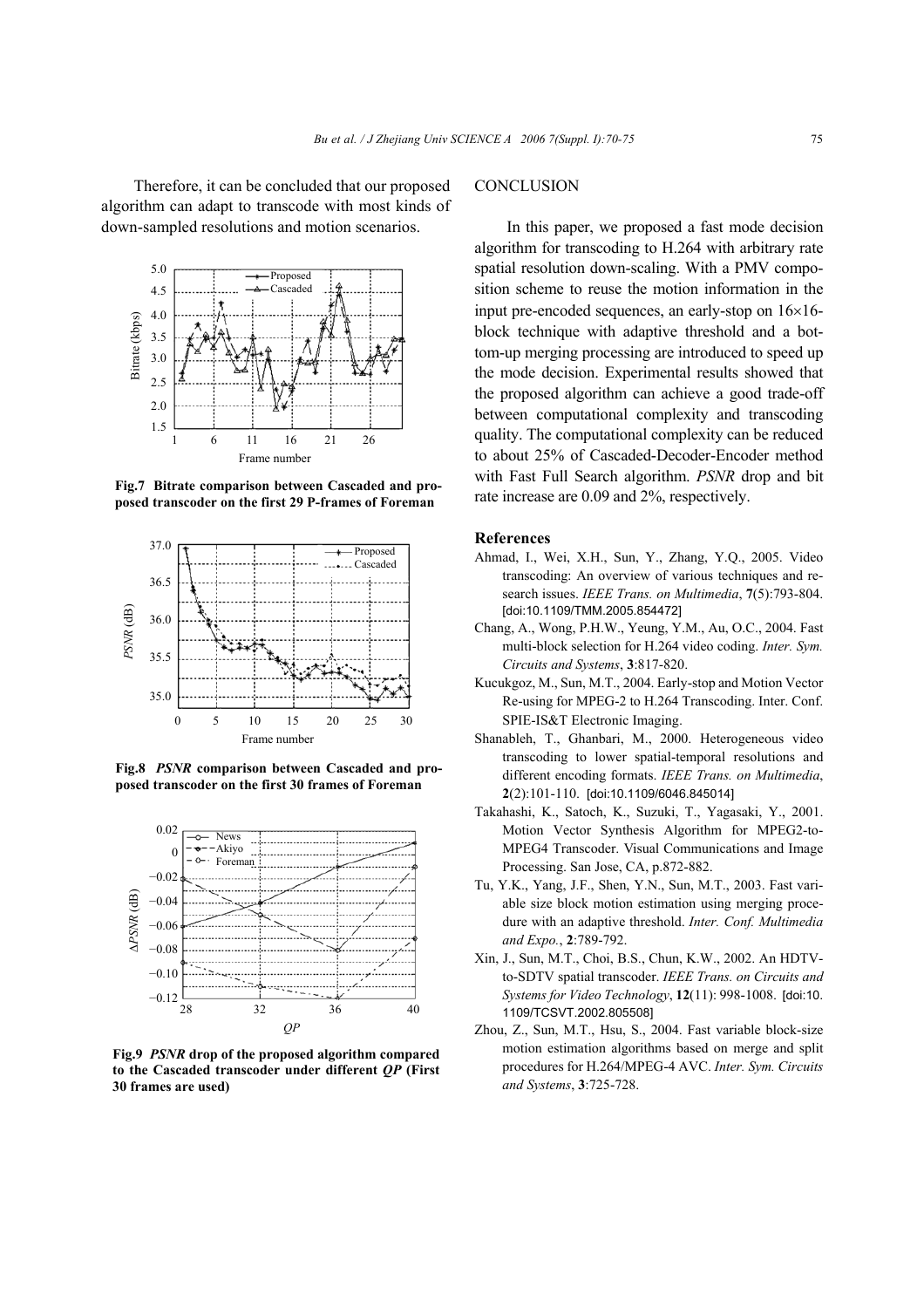Therefore, it can be concluded that our proposed algorithm can adapt to transcode with most kinds of down-sampled resolutions and motion scenarios.

Bitrate (kbps)
5.0
4.5
4.0
3.5
3.0
2.5
2.0
1.5
1 6 11 16 21 26
Frame number
Proposed
Cascaded

**Fig.7 Bitrate comparison between Cascaded and proposed transcoder on the first 29 P-frames of Foreman**

*PSNR* (dB)
37.0
36.5
36.0
35.5
35.0
0 5 10 15 20 25 30
Frame number
Proposed
Cascaded

**Fig.8 *PSNR* comparison between Cascaded and proposed transcoder on the first 30 frames of Foreman**

Δ*PSNR* (dB)
0.02
0
−0.02
−0.04
−0.06
−0.08
−0.10
−0.12
28 32 36 40
*QP*
News
Akiyo
Foreman

**Fig.9 *PSNR* drop of the proposed algorithm compared to the Cascaded transcoder under different *QP* (First 30 frames are used)**

## CONCLUSION

In this paper, we proposed a fast mode decision algorithm for transcoding to H.264 with arbitrary rate spatial resolution down-scaling. With a PMV composition scheme to reuse the motion information in the input pre-encoded sequences, an early-stop on 16×16-block technique with adaptive threshold and a bottom-up merging processing are introduced to speed up the mode decision. Experimental results showed that the proposed algorithm can achieve a good trade-off between computational complexity and transcoding quality. The computational complexity can be reduced to about 25% of Cascaded-Decoder-Encoder method with Fast Full Search algorithm. *PSNR* drop and bit rate increase are 0.09 and 2%, respectively.

## References

Ahmad, I., Wei, X.H., Sun, Y., Zhang, Y.Q., 2005. Video transcoding: An overview of various techniques and research issues. *IEEE Trans. on Multimedia*, **7**(5):793-804. [doi:10.1109/TMM.2005.854472]

Chang, A., Wong, P.H.W., Yeung, Y.M., Au, O.C., 2004. Fast multi-block selection for H.264 video coding. *Inter. Sym. Circuits and Systems*, **3**:817-820.

Kucukgoz, M., Sun, M.T., 2004. Early-stop and Motion Vector Re-using for MPEG-2 to H.264 Transcoding. Inter. Conf. SPIE-IS&T Electronic Imaging.

Shanableh, T., Ghanbari, M., 2000. Heterogeneous video transcoding to lower spatial-temporal resolutions and different encoding formats. *IEEE Trans. on Multimedia*, **2**(2):101-110. [doi:10.1109/6046.845014]

Takahashi, K., Satoch, K., Suzuki, T., Yagasaki, Y., 2001. Motion Vector Synthesis Algorithm for MPEG2-to-MPEG4 Transcoder. Visual Communications and Image Processing. San Jose, CA, p.872-882.

Tu, Y.K., Yang, J.F., Shen, Y.N., Sun, M.T., 2003. Fast variable size block motion estimation using merging procedure with an adaptive threshold. *Inter. Conf. Multimedia and Expo.*, **2**:789-792.

Xin, J., Sun, M.T., Choi, B.S., Chun, K.W., 2002. An HDTV-to-SDTV spatial transcoder. *IEEE Trans. on Circuits and Systems for Video Technology*, **12**(11): 998-1008. [doi:10.1109/TCSVT.2002.805508]

Zhou, Z., Sun, M.T., Hsu, S., 2004. Fast variable block-size motion estimation algorithms based on merge and split procedures for H.264/MPEG-4 AVC. *Inter. Sym. Circuits and Systems*, **3**:725-728.